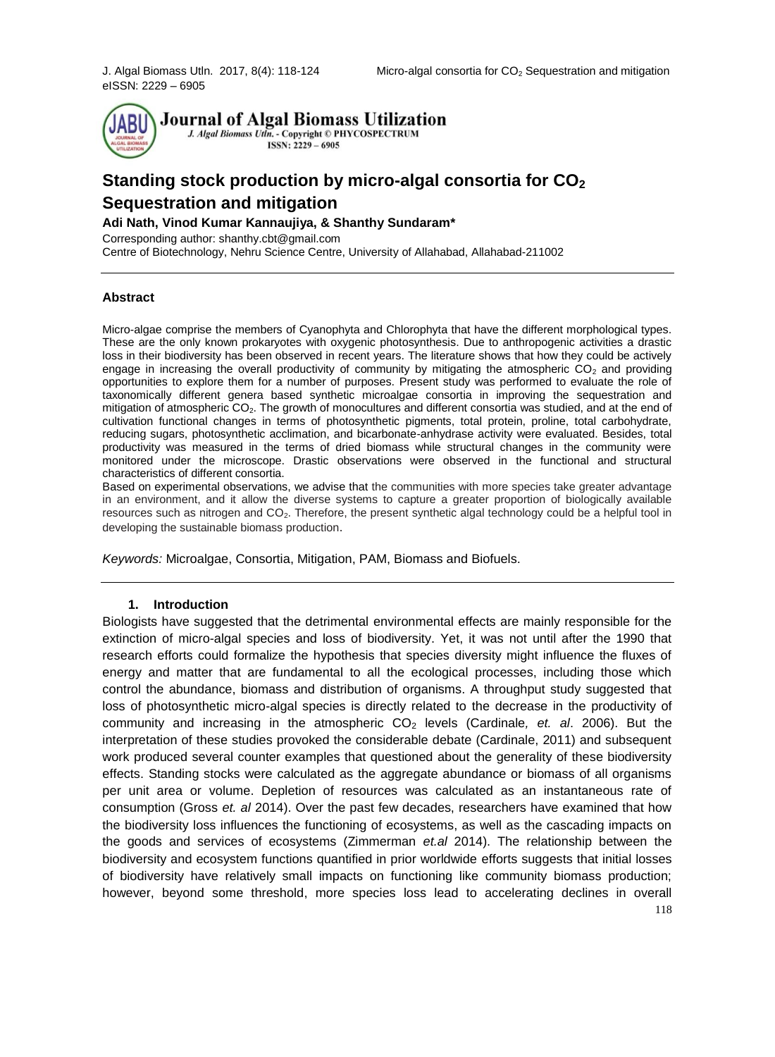eISSN: 2229 – 6905

**Journal of Algal Biomass Utilization**

*J. Algal Biomass Utln.* - Copyright © PHYCOSPECTRUM

ISSN: 2229 – 6905

# Standing stock production by micro-algal consortia for $CO_2$ Sequestration and mitigation

**Adi Nath, Vinod Kumar Kannaujiya, & Shanthy Sundaram***

Corresponding author: shanthy.cbt@gmail.com

Centre of Biotechnology, Nehru Science Centre, University of Allahabad, Allahabad-211002

## Abstract

Micro-algae comprise the members of Cyanophyta and Chlorophyta that have the different morphological types. These are the only known prokaryotes with oxygenic photosynthesis. Due to anthropogenic activities a drastic loss in their biodiversity has been observed in recent years. The literature shows that how they could be actively engage in increasing the overall productivity of community by mitigating the atmospheric $CO_2$ and providing opportunities to explore them for a number of purposes. Present study was performed to evaluate the role of taxonomically different genera based synthetic microalgae consortia in improving the sequestration and mitigation of atmospheric $CO_2$. The growth of monocultures and different consortia was studied, and at the end of cultivation functional changes in terms of photosynthetic pigments, total protein, proline, total carbohydrate, reducing sugars, photosynthetic acclimation, and bicarbonate-anhydrase activity were evaluated. Besides, total productivity was measured in the terms of dried biomass while structural changes in the community were monitored under the microscope. Drastic observations were observed in the functional and structural characteristics of different consortia.

Based on experimental observations, we advise that the communities with more species take greater advantage in an environment, and it allow the diverse systems to capture a greater proportion of biologically available resources such as nitrogen and $CO_2$. Therefore, the present synthetic algal technology could be a helpful tool in developing the sustainable biomass production.

*Keywords:* Microalgae, Consortia, Mitigation, PAM, Biomass and Biofuels.

## 1. Introduction

Biologists have suggested that the detrimental environmental effects are mainly responsible for the extinction of micro-algal species and loss of biodiversity. Yet, it was not until after the 1990 that research efforts could formalize the hypothesis that species diversity might influence the fluxes of energy and matter that are fundamental to all the ecological processes, including those which control the abundance, biomass and distribution of organisms. A throughput study suggested that loss of photosynthetic micro-algal species is directly related to the decrease in the productivity of community and increasing in the atmospheric $CO_2$ levels (Cardinale*, et. al*. 2006). But the interpretation of these studies provoked the considerable debate (Cardinale, 2011) and subsequent work produced several counter examples that questioned about the generality of these biodiversity effects. Standing stocks were calculated as the aggregate abundance or biomass of all organisms per unit area or volume. Depletion of resources was calculated as an instantaneous rate of consumption (Gross *et. al* 2014). Over the past few decades, researchers have examined that how the biodiversity loss influences the functioning of ecosystems, as well as the cascading impacts on the goods and services of ecosystems (Zimmerman *et.al* 2014). The relationship between the biodiversity and ecosystem functions quantified in prior worldwide efforts suggests that initial losses of biodiversity have relatively small impacts on functioning like community biomass production; however, beyond some threshold, more species loss lead to accelerating declines in overall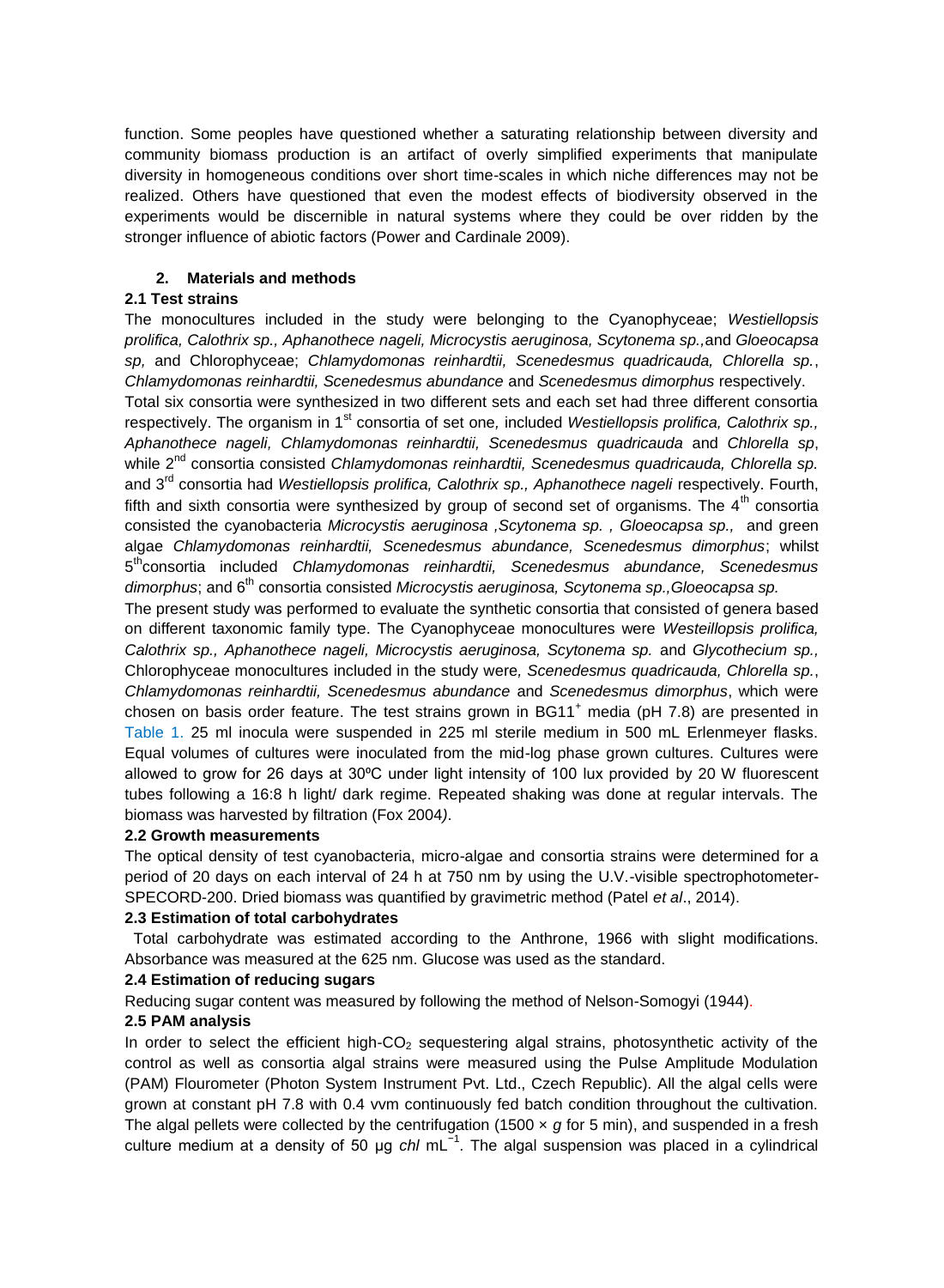function. Some peoples have questioned whether a saturating relationship between diversity and community biomass production is an artifact of overly simplified experiments that manipulate diversity in homogeneous conditions over short time-scales in which niche differences may not be realized. Others have questioned that even the modest effects of biodiversity observed in the experiments would be discernible in natural systems where they could be over ridden by the stronger influence of abiotic factors (Power and Cardinale 2009).

## 2. Materials and methods

### 2.1 Test strains

The monocultures included in the study were belonging to the Cyanophyceae; *Westiellopsis prolifica, Calothrix sp., Aphanothece nageli, Microcystis aeruginosa, Scytonema sp.,* and *Gloeocapsa sp,* and Chlorophyceae; *Chlamydomonas reinhardtii, Scenedesmus quadricauda, Chlorella sp.*, *Chlamydomonas reinhardtii, Scenedesmus abundance* and *Scenedesmus dimorphus* respectively.

Total six consortia were synthesized in two different sets and each set had three different consortia respectively. The organism in 1st consortia of set one, included *Westiellopsis prolifica, Calothrix sp., Aphanothece nageli, Chlamydomonas reinhardtii, Scenedesmus quadricauda* and *Chlorella sp*, while 2nd consortia consisted *Chlamydomonas reinhardtii, Scenedesmus quadricauda, Chlorella sp.* and 3rd consortia had *Westiellopsis prolifica, Calothrix sp., Aphanothece nageli* respectively. Fourth, fifth and sixth consortia were synthesized by group of second set of organisms. The 4th consortia consisted the cyanobacteria *Microcystis aeruginosa ,Scytonema sp. , Gloeocapsa sp.,* and green algae *Chlamydomonas reinhardtii, Scenedesmus abundance, Scenedesmus dimorphus*; whilst 5th consortia included *Chlamydomonas reinhardtii, Scenedesmus abundance, Scenedesmus dimorphus*; and 6th consortia consisted *Microcystis aeruginosa, Scytonema sp.,Gloeocapsa sp.*

The present study was performed to evaluate the synthetic consortia that consisted of genera based on different taxonomic family type. The Cyanophyceae monocultures were *Westeillopsis prolifica, Calothrix sp., Aphanothece nageli, Microcystis aeruginosa, Scytonema sp.* and *Glycothecium sp.,* Chlorophyceae monocultures included in the study were*, Scenedesmus quadricauda, Chlorella sp.*, *Chlamydomonas reinhardtii, Scenedesmus abundance* and *Scenedesmus dimorphus*, which were chosen on basis order feature. The test strains grown in $BG11^{+}$ media (pH 7.8) are presented in Table 1. 25 ml inocula were suspended in 225 ml sterile medium in 500 mL Erlenmeyer flasks. Equal volumes of cultures were inoculated from the mid-log phase grown cultures. Cultures were allowed to grow for 26 days at 30ºC under light intensity of 100 lux provided by 20 W fluorescent tubes following a 16:8 h light/ dark regime. Repeated shaking was done at regular intervals. The biomass was harvested by filtration (Fox 2004).

### 2.2 Growth measurements

The optical density of test cyanobacteria, micro-algae and consortia strains were determined for a period of 20 days on each interval of 24 h at 750 nm by using the U.V.-visible spectrophotometer-SPECORD-200. Dried biomass was quantified by gravimetric method (Patel *et al*., 2014).

### 2.3 Estimation of total carbohydrates

Total carbohydrate was estimated according to the Anthrone, 1966 with slight modifications. Absorbance was measured at the 625 nm. Glucose was used as the standard.

### 2.4 Estimation of reducing sugars

Reducing sugar content was measured by following the method of Nelson-Somogyi (1944).

### 2.5 PAM analysis

In order to select the efficient high-$CO_2$ sequestering algal strains, photosynthetic activity of the control as well as consortia algal strains were measured using the Pulse Amplitude Modulation (PAM) Flourometer (Photon System Instrument Pvt. Ltd., Czech Republic). All the algal cells were grown at constant pH 7.8 with 0.4 vvm continuously fed batch condition throughout the cultivation. The algal pellets were collected by the centrifugation (1500 × *g* for 5 min), and suspended in a fresh culture medium at a density of 50 µg *chl* $mL^{-1}$. The algal suspension was placed in a cylindrical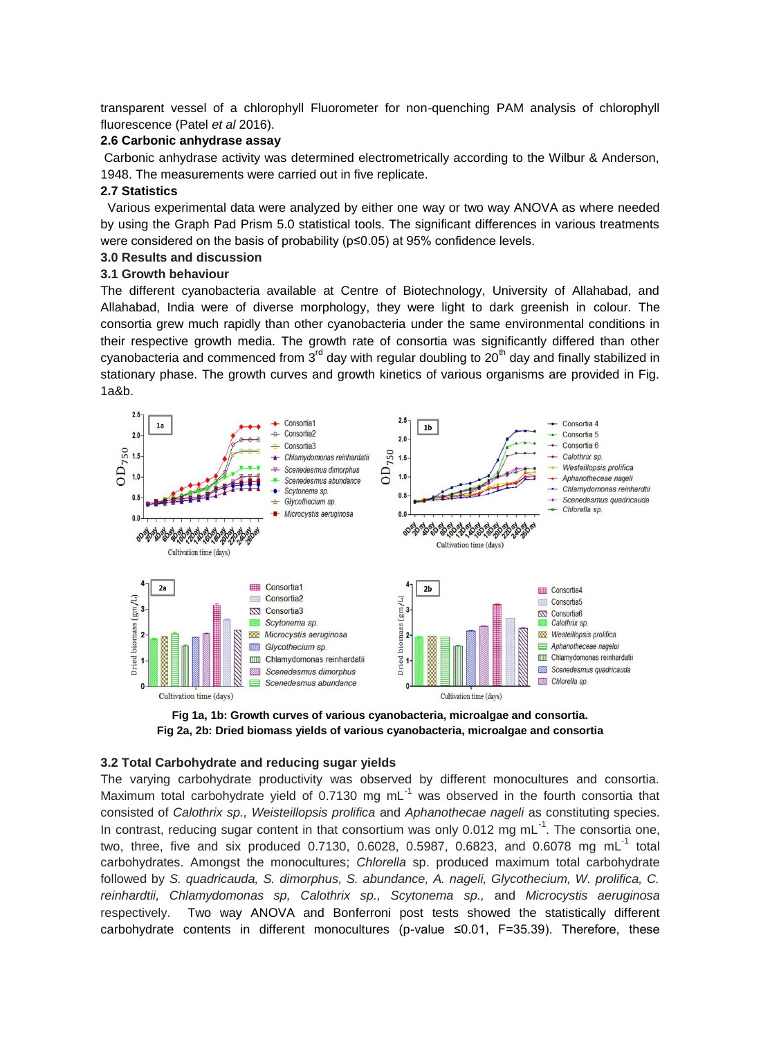transparent vessel of a chlorophyll Fluorometer for non-quenching PAM analysis of chlorophyll fluorescence (Patel *et al* 2016).

### 2.6 Carbonic anhydrase assay

Carbonic anhydrase activity was determined electrometrically according to the Wilbur & Anderson, 1948. The measurements were carried out in five replicate.

### 2.7 Statistics

Various experimental data were analyzed by either one way or two way ANOVA as where needed by using the Graph Pad Prism 5.0 statistical tools. The significant differences in various treatments were considered on the basis of probability ($p \leq 0.05$) at 95% confidence levels.

## 3.0 Results and discussion

### 3.1 Growth behaviour

The different cyanobacteria available at Centre of Biotechnology, University of Allahabad, and Allahabad, India were of diverse morphology, they were light to dark greenish in colour. The consortia grew much rapidly than other cyanobacteria under the same environmental conditions in their respective growth media. The growth rate of consortia was significantly differed than other cyanobacteria and commenced from 3rd day with regular doubling to 20th day and finally stabilized in stationary phase. The growth curves and growth kinetics of various organisms are provided in Fig. 1a&b.

**Fig 1a, 1b: Growth curves of various cyanobacteria, microalgae and consortia.**
**Fig 2a, 2b: Dried biomass yields of various cyanobacteria, microalgae and consortia**

### 3.2 Total Carbohydrate and reducing sugar yields

The varying carbohydrate productivity was observed by different monocultures and consortia. Maximum total carbohydrate yield of 0.7130 mg $mL^{-1}$ was observed in the fourth consortia that consisted of *Calothrix sp., Weisteillopsis prolifica* and *Aphanothecae nageli* as constituting species. In contrast, reducing sugar content in that consortium was only 0.012 mg $mL^{-1}$. The consortia one, two, three, five and six produced 0.7130, 0.6028, 0.5987, 0.6823, and 0.6078 mg $mL^{-1}$ total carbohydrates. Amongst the monocultures; *Chlorella* sp. produced maximum total carbohydrate followed by *S. quadricauda, S. dimorphus, S. abundance, A. nageli, Glycothecium, W. prolifica, C. reinhardtii, Chlamydomonas sp, Calothrix sp., Scytonema sp.,* and *Microcystis aeruginosa* respectively. Two way ANOVA and Bonferroni post tests showed the statistically different carbohydrate contents in different monocultures (p-value $\leq 0.01$, $F=35.39$). Therefore, these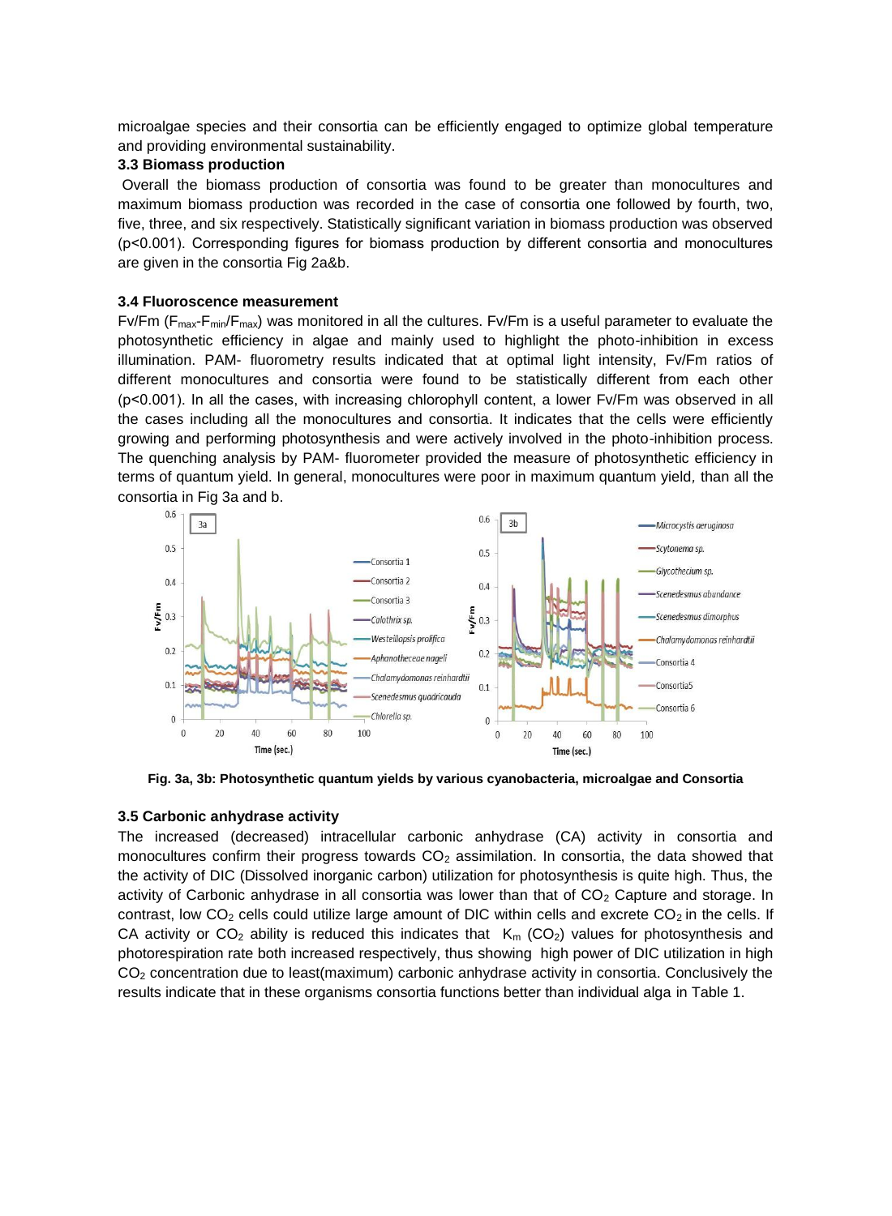microalgae species and their consortia can be efficiently engaged to optimize global temperature and providing environmental sustainability.

### 3.3 Biomass production

Overall the biomass production of consortia was found to be greater than monocultures and maximum biomass production was recorded in the case of consortia one followed by fourth, two, five, three, and six respectively. Statistically significant variation in biomass production was observed ($p<0.001$). Corresponding figures for biomass production by different consortia and monocultures are given in the consortia Fig 2a&b.

### 3.4 Fluoroscence measurement

Fv/Fm ($F_{max}$-$F_{min}$/$F_{max}$) was monitored in all the cultures. Fv/Fm is a useful parameter to evaluate the photosynthetic efficiency in algae and mainly used to highlight the photo-inhibition in excess illumination. PAM- fluorometry results indicated that at optimal light intensity, Fv/Fm ratios of different monocultures and consortia were found to be statistically different from each other ($p<0.001$). In all the cases, with increasing chlorophyll content, a lower Fv/Fm was observed in all the cases including all the monocultures and consortia. It indicates that the cells were efficiently growing and performing photosynthesis and were actively involved in the photo-inhibition process. The quenching analysis by PAM- fluorometer provided the measure of photosynthetic efficiency in terms of quantum yield. In general, monocultures were poor in maximum quantum yield*,* than all the consortia in Fig 3a and b.

**Fig. 3a, 3b: Photosynthetic quantum yields by various cyanobacteria, microalgae and Consortia**

### 3.5 Carbonic anhydrase activity

The increased (decreased) intracellular carbonic anhydrase (CA) activity in consortia and monocultures confirm their progress towards $CO_2$ assimilation. In consortia, the data showed that the activity of DIC (Dissolved inorganic carbon) utilization for photosynthesis is quite high. Thus, the activity of Carbonic anhydrase in all consortia was lower than that of $CO_2$ Capture and storage. In contrast, low $CO_2$ cells could utilize large amount of DIC within cells and excrete $CO_2$ in the cells. If CA activity or $CO_2$ ability is reduced this indicates that $K_m$ ($CO_2$) values for photosynthesis and photorespiration rate both increased respectively, thus showing high power of DIC utilization in high $CO_2$ concentration due to least(maximum) carbonic anhydrase activity in consortia. Conclusively the results indicate that in these organisms consortia functions better than individual alga in Table 1.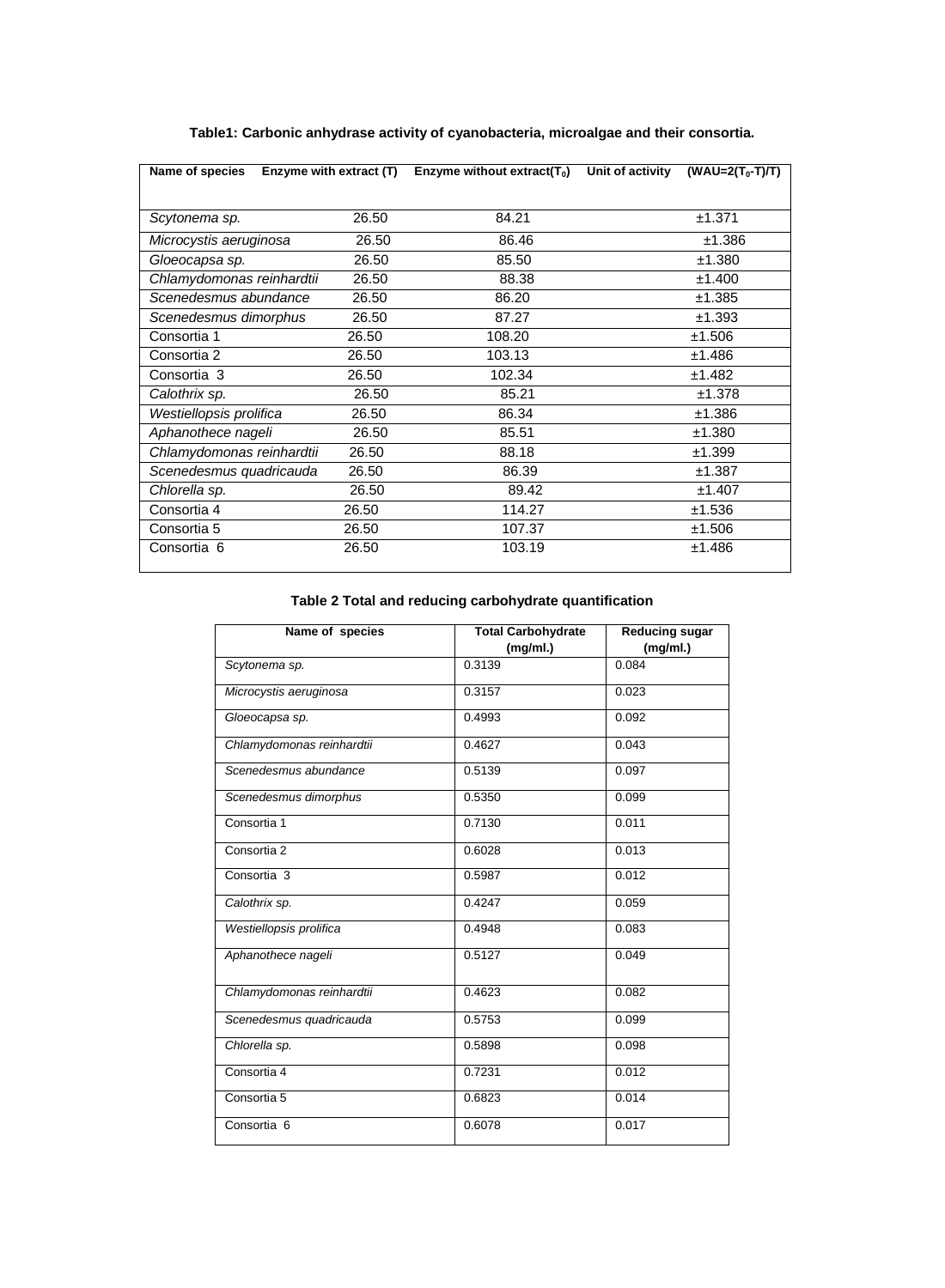**Table1: Carbonic anhydrase activity of cyanobacteria, microalgae and their consortia.**

| Name of species | Enzyme with extract (T) | Enzyme without extract($T_0$) | Unit of activity (WAU=2($T_0$-T)/T) |
|---|---|---|---|
| *Scytonema sp.* | 26.50 | 84.21 | ±1.371 |
| *Microcystis aeruginosa* | 26.50 | 86.46 | ±1.386 |
| *Gloeocapsa sp.* | 26.50 | 85.50 | ±1.380 |
| *Chlamydomonas reinhardtii* | 26.50 | 88.38 | ±1.400 |
| *Scenedesmus abundance* | 26.50 | 86.20 | ±1.385 |
| *Scenedesmus dimorphus* | 26.50 | 87.27 | ±1.393 |
| Consortia 1 | 26.50 | 108.20 | ±1.506 |
| Consortia 2 | 26.50 | 103.13 | ±1.486 |
| Consortia 3 | 26.50 | 102.34 | ±1.482 |
| *Calothrix sp.* | 26.50 | 85.21 | ±1.378 |
| *Westiellopsis prolifica* | 26.50 | 86.34 | ±1.386 |
| *Aphanothece nageli* | 26.50 | 85.51 | ±1.380 |
| *Chlamydomonas reinhardtii* | 26.50 | 88.18 | ±1.399 |
| *Scenedesmus quadricauda* | 26.50 | 86.39 | ±1.387 |
| *Chlorella sp.* | 26.50 | 89.42 | ±1.407 |
| Consortia 4 | 26.50 | 114.27 | ±1.536 |
| Consortia 5 | 26.50 | 107.37 | ±1.506 |
| Consortia 6 | 26.50 | 103.19 | ±1.486 |

**Table 2 Total and reducing carbohydrate quantification**

| Name of species | Total Carbohydrate (mg/ml.) | Reducing sugar (mg/ml.) |
|---|---|---|
| *Scytonema sp.* | 0.3139 | 0.084 |
| *Microcystis aeruginosa* | 0.3157 | 0.023 |
| *Gloeocapsa sp.* | 0.4993 | 0.092 |
| *Chlamydomonas reinhardtii* | 0.4627 | 0.043 |
| *Scenedesmus abundance* | 0.5139 | 0.097 |
| *Scenedesmus dimorphus* | 0.5350 | 0.099 |
| Consortia 1 | 0.7130 | 0.011 |
| Consortia 2 | 0.6028 | 0.013 |
| Consortia 3 | 0.5987 | 0.012 |
| *Calothrix sp.* | 0.4247 | 0.059 |
| *Westiellopsis prolifica* | 0.4948 | 0.083 |
| *Aphanothece nageli* | 0.5127 | 0.049 |
| *Chlamydomonas reinhardtii* | 0.4623 | 0.082 |
| *Scenedesmus quadricauda* | 0.5753 | 0.099 |
| *Chlorella sp.* | 0.5898 | 0.098 |
| Consortia 4 | 0.7231 | 0.012 |
| Consortia 5 | 0.6823 | 0.014 |
| Consortia 6 | 0.6078 | 0.017 |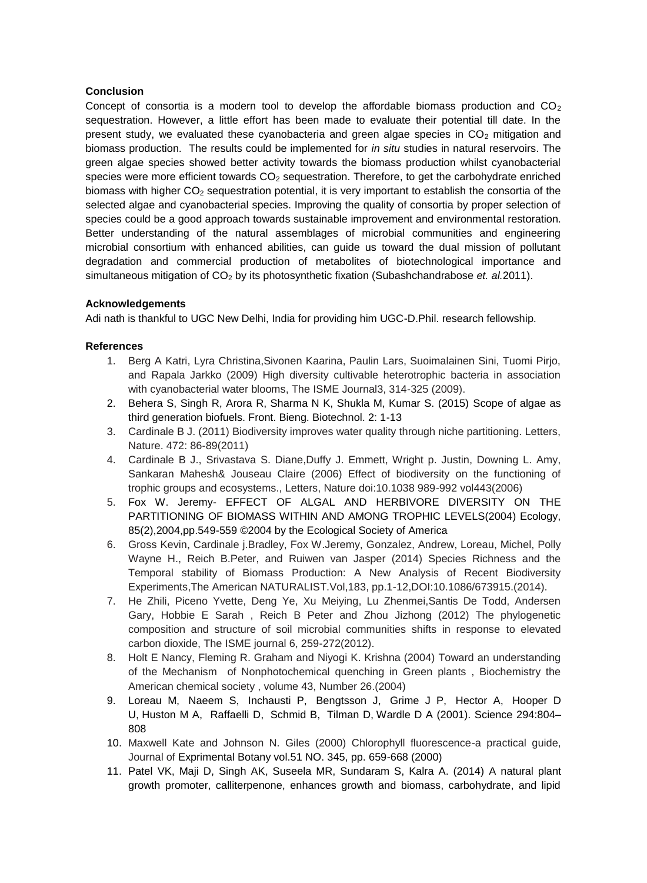### Conclusion

Concept of consortia is a modern tool to develop the affordable biomass production and $CO_2$ sequestration. However, a little effort has been made to evaluate their potential till date. In the present study, we evaluated these cyanobacteria and green algae species in $CO_2$ mitigation and biomass production. The results could be implemented for *in situ* studies in natural reservoirs. The green algae species showed better activity towards the biomass production whilst cyanobacterial species were more efficient towards $CO_2$ sequestration. Therefore, to get the carbohydrate enriched biomass with higher $CO_2$ sequestration potential, it is very important to establish the consortia of the selected algae and cyanobacterial species. Improving the quality of consortia by proper selection of species could be a good approach towards sustainable improvement and environmental restoration. Better understanding of the natural assemblages of microbial communities and engineering microbial consortium with enhanced abilities, can guide us toward the dual mission of pollutant degradation and commercial production of metabolites of biotechnological importance and simultaneous mitigation of $CO_2$ by its photosynthetic fixation (Subashchandrabose *et. al.*2011).

### Acknowledgements

Adi nath is thankful to UGC New Delhi, India for providing him UGC-D.Phil. research fellowship.

### References

1. Berg A Katri, Lyra Christina,Sivonen Kaarina, Paulin Lars, Suoimalainen Sini, Tuomi Pirjo, and Rapala Jarkko (2009) High diversity cultivable heterotrophic bacteria in association with cyanobacterial water blooms, The ISME Journal3, 314-325 (2009).
2. Behera S, Singh R, Arora R, Sharma N K, Shukla M, Kumar S. (2015) Scope of algae as third generation biofuels. Front. Bieng. Biotechnol. 2: 1-13
3. Cardinale B J. (2011) Biodiversity improves water quality through niche partitioning. Letters, Nature. 472: 86-89(2011)
4. Cardinale B J., Srivastava S. Diane,Duffy J. Emmett, Wright p. Justin, Downing L. Amy, Sankaran Mahesh& Jouseau Claire (2006) Effect of biodiversity on the functioning of trophic groups and ecosystems., Letters, Nature doi:10.1038 989-992 vol443(2006)
5. Fox W. Jeremy- EFFECT OF ALGAL AND HERBIVORE DIVERSITY ON THE PARTITIONING OF BIOMASS WITHIN AND AMONG TROPHIC LEVELS(2004) Ecology, 85(2),2004,pp.549-559 ©2004 by the Ecological Society of America
6. Gross Kevin, Cardinale j.Bradley, Fox W.Jeremy, Gonzalez, Andrew, Loreau, Michel, Polly Wayne H., Reich B.Peter, and Ruiwen van Jasper (2014) Species Richness and the Temporal stability of Biomass Production: A New Analysis of Recent Biodiversity Experiments,The American NATURALIST.Vol,183, pp.1-12,DOI:10.1086/673915.(2014).
7. He Zhili, Piceno Yvette, Deng Ye, Xu Meiying, Lu Zhenmei,Santis De Todd, Andersen Gary, Hobbie E Sarah , Reich B Peter and Zhou Jizhong (2012) The phylogenetic composition and structure of soil microbial communities shifts in response to elevated carbon dioxide, The ISME journal 6, 259-272(2012).
8. Holt E Nancy, Fleming R. Graham and Niyogi K. Krishna (2004) Toward an understanding of the Mechanism of Nonphotochemical quenching in Green plants , Biochemistry the American chemical society , volume 43, Number 26.(2004)
9. Loreau M, Naeem S, Inchausti P, Bengtsson J, Grime J P, Hector A, Hooper D U, Huston M A, Raffaelli D, Schmid B, Tilman D, Wardle D A (2001). Science 294:804–808
10. Maxwell Kate and Johnson N. Giles (2000) Chlorophyll fluorescence-a practical guide, Journal of Exprimental Botany vol.51 NO. 345, pp. 659-668 (2000)
11. Patel VK, Maji D, Singh AK, Suseela MR, Sundaram S, Kalra A. (2014) A natural plant growth promoter, calliterpenone, enhances growth and biomass, carbohydrate, and lipid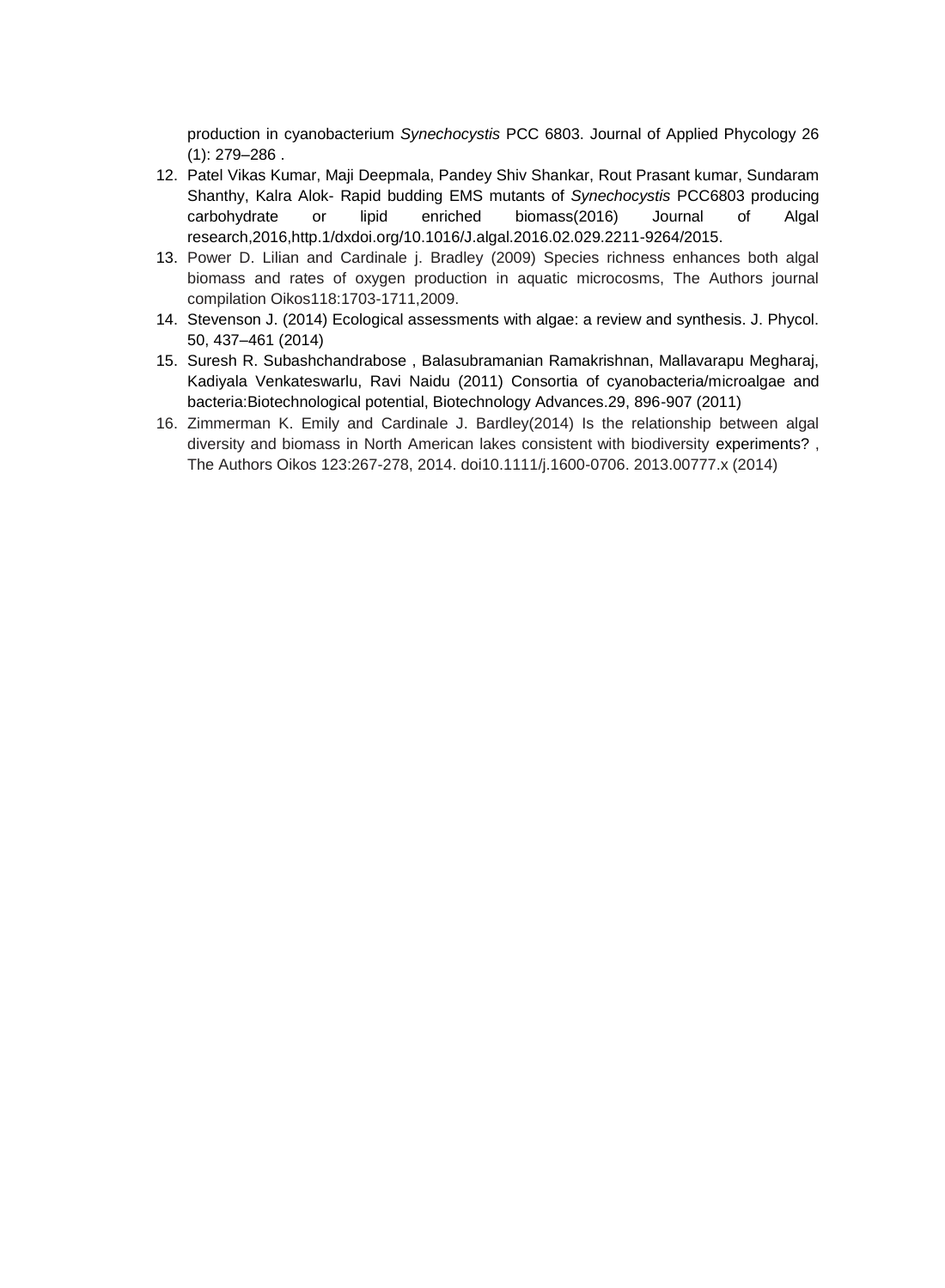production in cyanobacterium *Synechocystis* PCC 6803. Journal of Applied Phycology 26 (1): 279–286 .

12. Patel Vikas Kumar, Maji Deepmala, Pandey Shiv Shankar, Rout Prasant kumar, Sundaram Shanthy, Kalra Alok- Rapid budding EMS mutants of *Synechocystis* PCC6803 producing carbohydrate or lipid enriched biomass(2016) Journal of Algal research,2016,http.1/dxdoi.org/10.1016/J.algal.2016.02.029.2211-9264/2015.
13. Power D. Lilian and Cardinale j. Bradley (2009) Species richness enhances both algal biomass and rates of oxygen production in aquatic microcosms, The Authors journal compilation Oikos118:1703-1711,2009.
14. Stevenson J. (2014) Ecological assessments with algae: a review and synthesis. J. Phycol. 50, 437–461 (2014)
15. Suresh R. Subashchandrabose , Balasubramanian Ramakrishnan, Mallavarapu Megharaj, Kadiyala Venkateswarlu, Ravi Naidu (2011) Consortia of cyanobacteria/microalgae and bacteria:Biotechnological potential, Biotechnology Advances.29, 896-907 (2011)
16. Zimmerman K. Emily and Cardinale J. Bardley(2014) Is the relationship between algal diversity and biomass in North American lakes consistent with biodiversity experiments? , The Authors Oikos 123:267-278, 2014. doi10.1111/j.1600-0706. 2013.00777.x (2014)